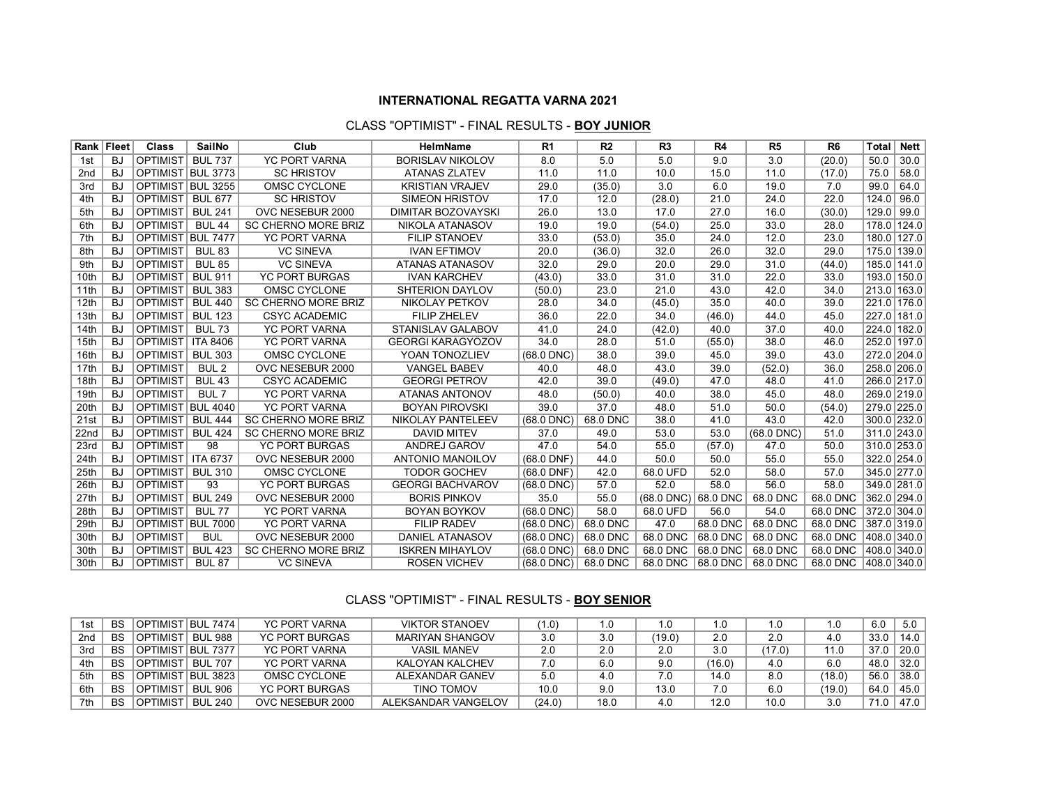**INTERNATIONAL REGATTA VARNA 2021**

CLASS "OPTIMIST" - FINAL RESULTS - **BOY JUNIOR**

| Rank | Fleet | Class | SailNo | Club | HelmName | R1 | R2 | R3 | R4 | R5 | R6 | Total | Nett |
|---|---|---|---|---|---|---|---|---|---|---|---|---|---|
| 1st | BJ | OPTIMIST | BUL 737 | YC PORT VARNA | BORISLAV NIKOLOV | 8.0 | 5.0 | 5.0 | 9.0 | 3.0 | (20.0) | 50.0 | 30.0 |
| 2nd | BJ | OPTIMIST | BUL 3773 | SC HRISTOV | ATANAS ZLATEV | 11.0 | 11.0 | 10.0 | 15.0 | 11.0 | (17.0) | 75.0 | 58.0 |
| 3rd | BJ | OPTIMIST | BUL 3255 | OMSC CYCLONE | KRISTIAN VRAJEV | 29.0 | (35.0) | 3.0 | 6.0 | 19.0 | 7.0 | 99.0 | 64.0 |
| 4th | BJ | OPTIMIST | BUL 677 | SC HRISTOV | SIMEON HRISTOV | 17.0 | 12.0 | (28.0) | 21.0 | 24.0 | 22.0 | 124.0 | 96.0 |
| 5th | BJ | OPTIMIST | BUL 241 | OVC NESEBUR 2000 | DIMITAR BOZOVAYSKI | 26.0 | 13.0 | 17.0 | 27.0 | 16.0 | (30.0) | 129.0 | 99.0 |
| 6th | BJ | OPTIMIST | BUL 44 | SC CHERNO MORE BRIZ | NIKOLA ATANASOV | 19.0 | 19.0 | (54.0) | 25.0 | 33.0 | 28.0 | 178.0 | 124.0 |
| 7th | BJ | OPTIMIST | BUL 7477 | YC PORT VARNA | FILIP STANOEV | 33.0 | (53.0) | 35.0 | 24.0 | 12.0 | 23.0 | 180.0 | 127.0 |
| 8th | BJ | OPTIMIST | BUL 83 | VC SINEVA | IVAN EFTIMOV | 20.0 | (36.0) | 32.0 | 26.0 | 32.0 | 29.0 | 175.0 | 139.0 |
| 9th | BJ | OPTIMIST | BUL 85 | VC SINEVA | ATANAS ATANASOV | 32.0 | 29.0 | 20.0 | 29.0 | 31.0 | (44.0) | 185.0 | 141.0 |
| 10th | BJ | OPTIMIST | BUL 911 | YC PORT BURGAS | IVAN KARCHEV | (43.0) | 33.0 | 31.0 | 31.0 | 22.0 | 33.0 | 193.0 | 150.0 |
| 11th | BJ | OPTIMIST | BUL 383 | OMSC CYCLONE | SHTERION DAYLOV | (50.0) | 23.0 | 21.0 | 43.0 | 42.0 | 34.0 | 213.0 | 163.0 |
| 12th | BJ | OPTIMIST | BUL 440 | SC CHERNO MORE BRIZ | NIKOLAY PETKOV | 28.0 | 34.0 | (45.0) | 35.0 | 40.0 | 39.0 | 221.0 | 176.0 |
| 13th | BJ | OPTIMIST | BUL 123 | CSYC ACADEMIC | FILIP ZHELEV | 36.0 | 22.0 | 34.0 | (46.0) | 44.0 | 45.0 | 227.0 | 181.0 |
| 14th | BJ | OPTIMIST | BUL 73 | YC PORT VARNA | STANISLAV GALABOV | 41.0 | 24.0 | (42.0) | 40.0 | 37.0 | 40.0 | 224.0 | 182.0 |
| 15th | BJ | OPTIMIST | ITA 8406 | YC PORT VARNA | GEORGI KARAGYOZOV | 34.0 | 28.0 | 51.0 | (55.0) | 38.0 | 46.0 | 252.0 | 197.0 |
| 16th | BJ | OPTIMIST | BUL 303 | OMSC CYCLONE | YOAN TONOZLIEV | (68.0 DNC) | 38.0 | 39.0 | 45.0 | 39.0 | 43.0 | 272.0 | 204.0 |
| 17th | BJ | OPTIMIST | BUL 2 | OVC NESEBUR 2000 | VANGEL BABEV | 40.0 | 48.0 | 43.0 | 39.0 | (52.0) | 36.0 | 258.0 | 206.0 |
| 18th | BJ | OPTIMIST | BUL 43 | CSYC ACADEMIC | GEORGI PETROV | 42.0 | 39.0 | (49.0) | 47.0 | 48.0 | 41.0 | 266.0 | 217.0 |
| 19th | BJ | OPTIMIST | BUL 7 | YC PORT VARNA | ATANAS ANTONOV | 48.0 | (50.0) | 40.0 | 38.0 | 45.0 | 48.0 | 269.0 | 219.0 |
| 20th | BJ | OPTIMIST | BUL 4040 | YC PORT VARNA | BOYAN PIROVSKI | 39.0 | 37.0 | 48.0 | 51.0 | 50.0 | (54.0) | 279.0 | 225.0 |
| 21st | BJ | OPTIMIST | BUL 444 | SC CHERNO MORE BRIZ | NIKOLAY PANTELEEV | (68.0 DNC) | 68.0 DNC | 38.0 | 41.0 | 43.0 | 42.0 | 300.0 | 232.0 |
| 22nd | BJ | OPTIMIST | BUL 424 | SC CHERNO MORE BRIZ | DAVID MITEV | 37.0 | 49.0 | 53.0 | 53.0 | (68.0 DNC) | 51.0 | 311.0 | 243.0 |
| 23rd | BJ | OPTIMIST | 98 | YC PORT BURGAS | ANDREJ GAROV | 47.0 | 54.0 | 55.0 | (57.0) | 47.0 | 50.0 | 310.0 | 253.0 |
| 24th | BJ | OPTIMIST | ITA 6737 | OVC NESEBUR 2000 | ANTONIO MANOILOV | (68.0 DNF) | 44.0 | 50.0 | 50.0 | 55.0 | 55.0 | 322.0 | 254.0 |
| 25th | BJ | OPTIMIST | BUL 310 | OMSC CYCLONE | TODOR GOCHEV | (68.0 DNF) | 42.0 | 68.0 UFD | 52.0 | 58.0 | 57.0 | 345.0 | 277.0 |
| 26th | BJ | OPTIMIST | 93 | YC PORT BURGAS | GEORGI BACHVAROV | (68.0 DNC) | 57.0 | 52.0 | 58.0 | 56.0 | 58.0 | 349.0 | 281.0 |
| 27th | BJ | OPTIMIST | BUL 249 | OVC NESEBUR 2000 | BORIS PINKOV | 35.0 | 55.0 | (68.0 DNC) | 68.0 DNC | 68.0 DNC | 68.0 DNC | 362.0 | 294.0 |
| 28th | BJ | OPTIMIST | BUL 77 | YC PORT VARNA | BOYAN BOYKOV | (68.0 DNC) | 58.0 | 68.0 UFD | 56.0 | 54.0 | 68.0 DNC | 372.0 | 304.0 |
| 29th | BJ | OPTIMIST | BUL 7000 | YC PORT VARNA | FILIP RADEV | (68.0 DNC) | 68.0 DNC | 47.0 | 68.0 DNC | 68.0 DNC | 68.0 DNC | 387.0 | 319.0 |
| 30th | BJ | OPTIMIST | BUL | OVC NESEBUR 2000 | DANIEL ATANASOV | (68.0 DNC) | 68.0 DNC | 68.0 DNC | 68.0 DNC | 68.0 DNC | 68.0 DNC | 408.0 | 340.0 |
| 30th | BJ | OPTIMIST | BUL 423 | SC CHERNO MORE BRIZ | ISKREN MIHAYLOV | (68.0 DNC) | 68.0 DNC | 68.0 DNC | 68.0 DNC | 68.0 DNC | 68.0 DNC | 408.0 | 340.0 |
| 30th | BJ | OPTIMIST | BUL 87 | VC SINEVA | ROSEN VICHEV | (68.0 DNC) | 68.0 DNC | 68.0 DNC | 68.0 DNC | 68.0 DNC | 68.0 DNC | 408.0 | 340.0 |

CLASS "OPTIMIST" - FINAL RESULTS - **BOY SENIOR**

| Rank | Fleet | Class | SailNo | Club | HelmName | R1 | R2 | R3 | R4 | R5 | R6 | Total | Nett |
|---|---|---|---|---|---|---|---|---|---|---|---|---|---|
| 1st | BS | OPTIMIST | BUL 7474 | YC PORT VARNA | VIKTOR STANOEV | (1.0) | 1.0 | 1.0 | 1.0 | 1.0 | 1.0 | 6.0 | 5.0 |
| 2nd | BS | OPTIMIST | BUL 988 | YC PORT BURGAS | MARIYAN SHANGOV | 3.0 | 3.0 | (19.0) | 2.0 | 2.0 | 4.0 | 33.0 | 14.0 |
| 3rd | BS | OPTIMIST | BUL 7377 | YC PORT VARNA | VASIL MANEV | 2.0 | 2.0 | 2.0 | 3.0 | (17.0) | 11.0 | 37.0 | 20.0 |
| 4th | BS | OPTIMIST | BUL 707 | YC PORT VARNA | KALOYAN KALCHEV | 7.0 | 6.0 | 9.0 | (16.0) | 4.0 | 6.0 | 48.0 | 32.0 |
| 5th | BS | OPTIMIST | BUL 3823 | OMSC CYCLONE | ALEXANDAR GANEV | 5.0 | 4.0 | 7.0 | 14.0 | 8.0 | (18.0) | 56.0 | 38.0 |
| 6th | BS | OPTIMIST | BUL 906 | YC PORT BURGAS | TINO TOMOV | 10.0 | 9.0 | 13.0 | 7.0 | 6.0 | (19.0) | 64.0 | 45.0 |
| 7th | BS | OPTIMIST | BUL 240 | OVC NESEBUR 2000 | ALEKSANDAR VANGELOV | (24.0) | 18.0 | 4.0 | 12.0 | 10.0 | 3.0 | 71.0 | 47.0 |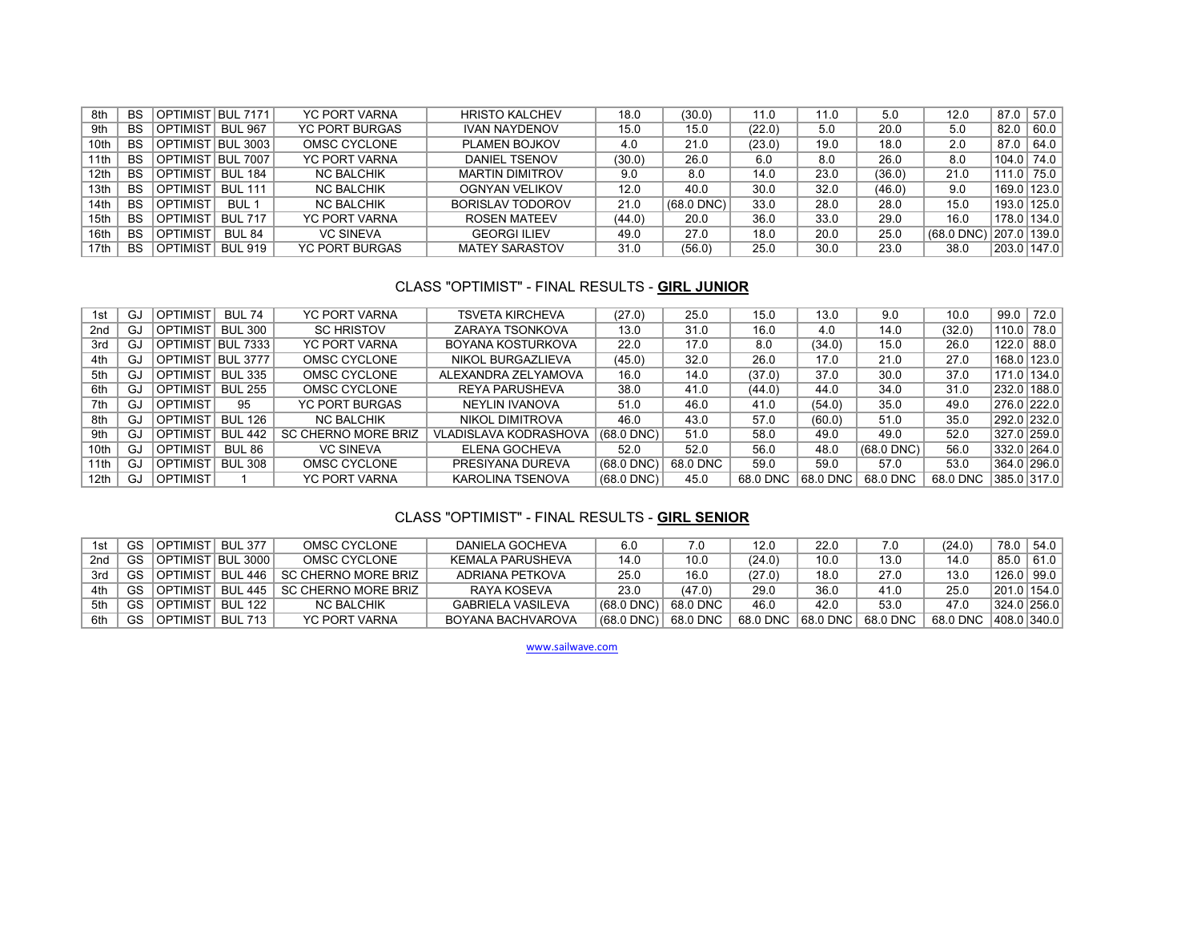| | | | | | | | | | | | | | |
|---|---|---|---|---|---|---|---|---|---|---|---|---|---|
| 8th | BS | OPTIMIST | BUL 7171 | YC PORT VARNA | HRISTO KALCHEV | 18.0 | (30.0) | 11.0 | 11.0 | 5.0 | 12.0 | 87.0 | 57.0 |
| 9th | BS | OPTIMIST | BUL 967 | YC PORT BURGAS | IVAN NAYDENOV | 15.0 | 15.0 | (22.0) | 5.0 | 20.0 | 5.0 | 82.0 | 60.0 |
| 10th | BS | OPTIMIST | BUL 3003 | OMSC CYCLONE | PLAMEN BOJKOV | 4.0 | 21.0 | (23.0) | 19.0 | 18.0 | 2.0 | 87.0 | 64.0 |
| 11th | BS | OPTIMIST | BUL 7007 | YC PORT VARNA | DANIEL TSENOV | (30.0) | 26.0 | 6.0 | 8.0 | 26.0 | 8.0 | 104.0 | 74.0 |
| 12th | BS | OPTIMIST | BUL 184 | NC BALCHIK | MARTIN DIMITROV | 9.0 | 8.0 | 14.0 | 23.0 | (36.0) | 21.0 | 111.0 | 75.0 |
| 13th | BS | OPTIMIST | BUL 111 | NC BALCHIK | OGNYAN VELIKOV | 12.0 | 40.0 | 30.0 | 32.0 | (46.0) | 9.0 | 169.0 | 123.0 |
| 14th | BS | OPTIMIST | BUL 1 | NC BALCHIK | BORISLAV TODOROV | 21.0 | (68.0 DNC) | 33.0 | 28.0 | 28.0 | 15.0 | 193.0 | 125.0 |
| 15th | BS | OPTIMIST | BUL 717 | YC PORT VARNA | ROSEN MATEEV | (44.0) | 20.0 | 36.0 | 33.0 | 29.0 | 16.0 | 178.0 | 134.0 |
| 16th | BS | OPTIMIST | BUL 84 | VC SINEVA | GEORGI ILIEV | 49.0 | 27.0 | 18.0 | 20.0 | 25.0 | (68.0 DNC) | 207.0 | 139.0 |
| 17th | BS | OPTIMIST | BUL 919 | YC PORT BURGAS | MATEY SARASTOV | 31.0 | (56.0) | 25.0 | 30.0 | 23.0 | 38.0 | 203.0 | 147.0 |

## CLASS "OPTIMIST" - FINAL RESULTS - **GIRL JUNIOR**

| | | | | | | | | | | | | | |
|---|---|---|---|---|---|---|---|---|---|---|---|---|---|
| 1st | GJ | OPTIMIST | BUL 74 | YC PORT VARNA | TSVETA KIRCHEVA | (27.0) | 25.0 | 15.0 | 13.0 | 9.0 | 10.0 | 99.0 | 72.0 |
| 2nd | GJ | OPTIMIST | BUL 300 | SC HRISTOV | ZARAYA TSONKOVA | 13.0 | 31.0 | 16.0 | 4.0 | 14.0 | (32.0) | 110.0 | 78.0 |
| 3rd | GJ | OPTIMIST | BUL 7333 | YC PORT VARNA | BOYANA KOSTURKOVA | 22.0 | 17.0 | 8.0 | (34.0) | 15.0 | 26.0 | 122.0 | 88.0 |
| 4th | GJ | OPTIMIST | BUL 3777 | OMSC CYCLONE | NIKOL BURGAZLIEVA | (45.0) | 32.0 | 26.0 | 17.0 | 21.0 | 27.0 | 168.0 | 123.0 |
| 5th | GJ | OPTIMIST | BUL 335 | OMSC CYCLONE | ALEXANDRA ZELYAMOVA | 16.0 | 14.0 | (37.0) | 37.0 | 30.0 | 37.0 | 171.0 | 134.0 |
| 6th | GJ | OPTIMIST | BUL 255 | OMSC CYCLONE | REYA PARUSHEVA | 38.0 | 41.0 | (44.0) | 44.0 | 34.0 | 31.0 | 232.0 | 188.0 |
| 7th | GJ | OPTIMIST | 95 | YC PORT BURGAS | NEYLIN IVANOVA | 51.0 | 46.0 | 41.0 | (54.0) | 35.0 | 49.0 | 276.0 | 222.0 |
| 8th | GJ | OPTIMIST | BUL 126 | NC BALCHIK | NIKOL DIMITROVA | 46.0 | 43.0 | 57.0 | (60.0) | 51.0 | 35.0 | 292.0 | 232.0 |
| 9th | GJ | OPTIMIST | BUL 442 | SC CHERNO MORE BRIZ | VLADISLAVA KODRASHOVA | (68.0 DNC) | 51.0 | 58.0 | 49.0 | 49.0 | 52.0 | 327.0 | 259.0 |
| 10th | GJ | OPTIMIST | BUL 86 | VC SINEVA | ELENA GOCHEVA | 52.0 | 52.0 | 56.0 | 48.0 | (68.0 DNC) | 56.0 | 332.0 | 264.0 |
| 11th | GJ | OPTIMIST | BUL 308 | OMSC CYCLONE | PRESIYANA DUREVA | (68.0 DNC) | 68.0 DNC | 59.0 | 59.0 | 57.0 | 53.0 | 364.0 | 296.0 |
| 12th | GJ | OPTIMIST | 1 | YC PORT VARNA | KAROLINA TSENOVA | (68.0 DNC) | 45.0 | 68.0 DNC | 68.0 DNC | 68.0 DNC | 68.0 DNC | 385.0 | 317.0 |

## CLASS "OPTIMIST" - FINAL RESULTS - **GIRL SENIOR**

| | | | | | | | | | | | | | |
|---|---|---|---|---|---|---|---|---|---|---|---|---|---|
| 1st | GS | OPTIMIST | BUL 377 | OMSC CYCLONE | DANIELA GOCHEVA | 6.0 | 7.0 | 12.0 | 22.0 | 7.0 | (24.0) | 78.0 | 54.0 |
| 2nd | GS | OPTIMIST | BUL 3000 | OMSC CYCLONE | KEMALA PARUSHEVA | 14.0 | 10.0 | (24.0) | 10.0 | 13.0 | 14.0 | 85.0 | 61.0 |
| 3rd | GS | OPTIMIST | BUL 446 | SC CHERNO MORE BRIZ | ADRIANA PETKOVA | 25.0 | 16.0 | (27.0) | 18.0 | 27.0 | 13.0 | 126.0 | 99.0 |
| 4th | GS | OPTIMIST | BUL 445 | SC CHERNO MORE BRIZ | RAYA KOSEVA | 23.0 | (47.0) | 29.0 | 36.0 | 41.0 | 25.0 | 201.0 | 154.0 |
| 5th | GS | OPTIMIST | BUL 122 | NC BALCHIK | GABRIELA VASILEVA | (68.0 DNC) | 68.0 DNC | 46.0 | 42.0 | 53.0 | 47.0 | 324.0 | 256.0 |
| 6th | GS | OPTIMIST | BUL 713 | YC PORT VARNA | BOYANA BACHVAROVA | (68.0 DNC) | 68.0 DNC | 68.0 DNC | 68.0 DNC | 68.0 DNC | 68.0 DNC | 408.0 | 340.0 |

www.sailwave.com